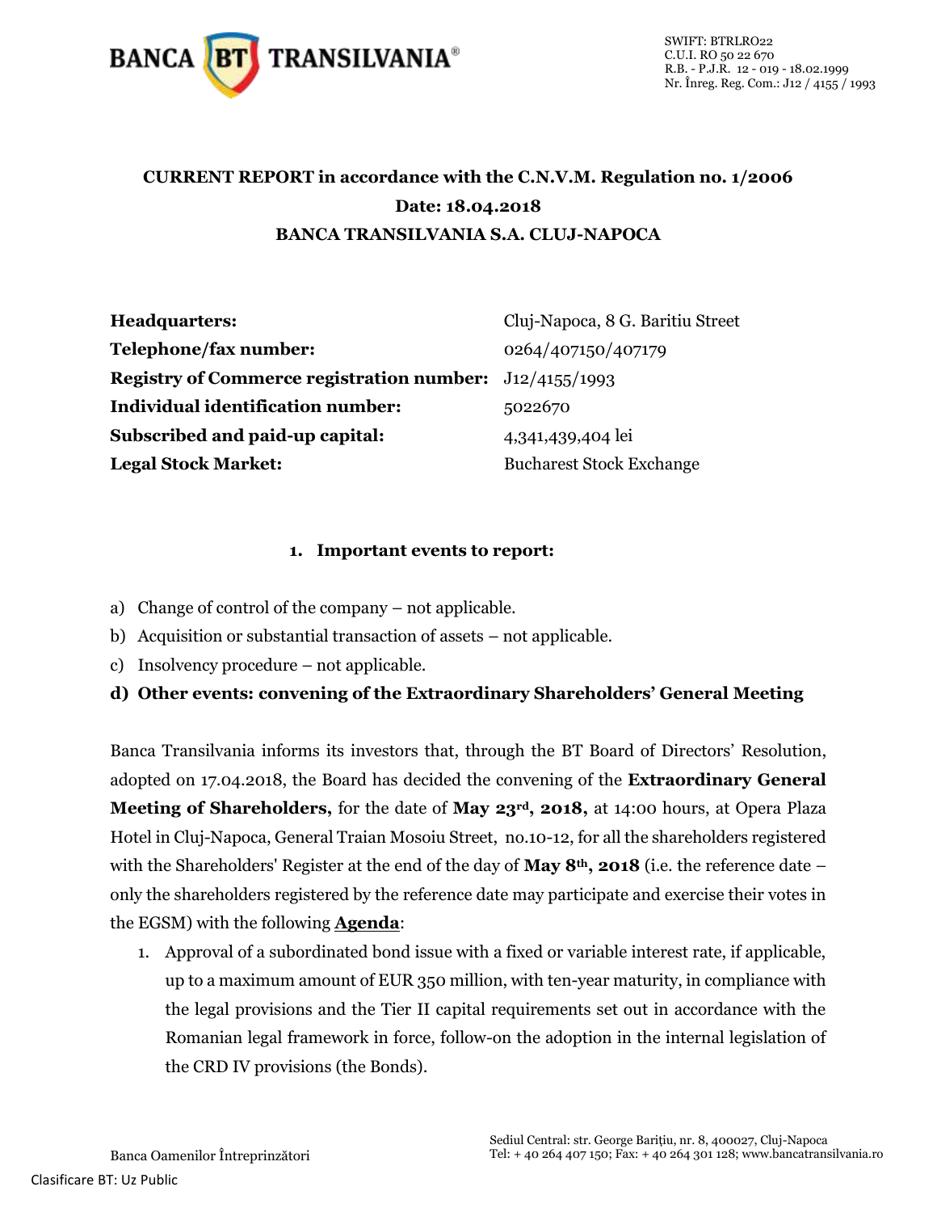SWIFT: BTRLRO22
C.U.I. RO 50 22 670
R.B. - P.J.R. 12 - 019 - 18.02.1999
Nr. Înreg. Reg. Com.: J12 / 4155 / 1993

**CURRENT REPORT in accordance with the C.N.V.M. Regulation no. 1/2006**
**Date: 18.04.2018**
**BANCA TRANSILVANIA S.A. CLUJ-NAPOCA**

| | |
|---|---|
| **Headquarters:** | Cluj-Napoca, 8 G. Baritiu Street |
| **Telephone/fax number:** | 0264/407150/407179 |
| **Registry of Commerce registration number:** | J12/4155/1993 |
| **Individual identification number:** | 5022670 |
| **Subscribed and paid-up capital:** | 4,341,439,404 lei |
| **Legal Stock Market:** | Bucharest Stock Exchange |

## 1. Important events to report:

a) Change of control of the company – not applicable.
b) Acquisition or substantial transaction of assets – not applicable.
c) Insolvency procedure – not applicable.
**d) Other events: convening of the Extraordinary Shareholders' General Meeting**

Banca Transilvania informs its investors that, through the BT Board of Directors' Resolution, adopted on 17.04.2018, the Board has decided the convening of the **Extraordinary General Meeting of Shareholders,** for the date of **May 23rd, 2018,** at 14:00 hours, at Opera Plaza Hotel in Cluj-Napoca, General Traian Mosoiu Street, no.10-12, for all the shareholders registered with the Shareholders' Register at the end of the day of **May 8th, 2018** (i.e. the reference date – only the shareholders registered by the reference date may participate and exercise their votes in the EGSM) with the following **Agenda**:

1. Approval of a subordinated bond issue with a fixed or variable interest rate, if applicable, up to a maximum amount of EUR 350 million, with ten-year maturity, in compliance with the legal provisions and the Tier II capital requirements set out in accordance with the Romanian legal framework in force, follow-on the adoption in the internal legislation of the CRD IV provisions (the Bonds).

Banca Oamenilor Întreprinzători

Sediul Central: str. George Bariţiu, nr. 8, 400027, Cluj-Napoca
Tel: + 40 264 407 150; Fax: + 40 264 301 128; www.bancatransilvania.ro

Clasificare BT: Uz Public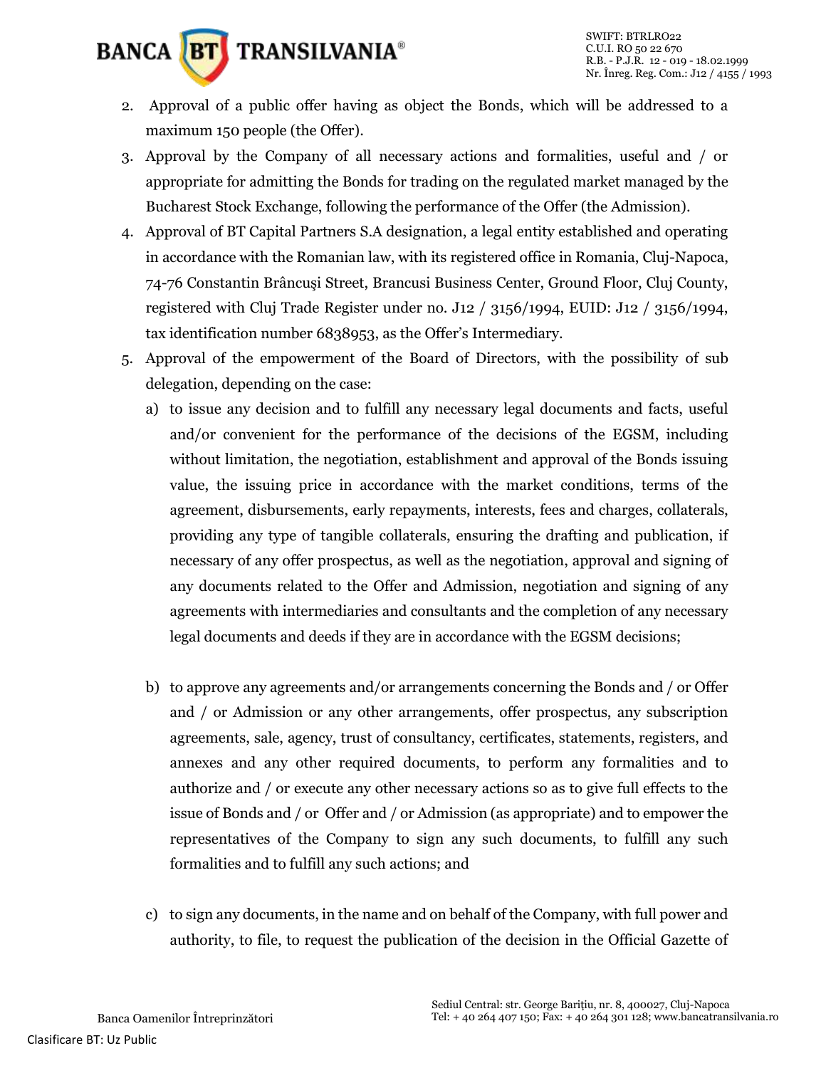2. Approval of a public offer having as object the Bonds, which will be addressed to a maximum 150 people (the Offer).
3. Approval by the Company of all necessary actions and formalities, useful and / or appropriate for admitting the Bonds for trading on the regulated market managed by the Bucharest Stock Exchange, following the performance of the Offer (the Admission).
4. Approval of BT Capital Partners S.A designation, a legal entity established and operating in accordance with the Romanian law, with its registered office in Romania, Cluj-Napoca, 74-76 Constantin Brâncuşi Street, Brancusi Business Center, Ground Floor, Cluj County, registered with Cluj Trade Register under no. J12 / 3156/1994, EUID: J12 / 3156/1994, tax identification number 6838953, as the Offer's Intermediary.
5. Approval of the empowerment of the Board of Directors, with the possibility of sub delegation, depending on the case:
   a) to issue any decision and to fulfill any necessary legal documents and facts, useful and/or convenient for the performance of the decisions of the EGSM, including without limitation, the negotiation, establishment and approval of the Bonds issuing value, the issuing price in accordance with the market conditions, terms of the agreement, disbursements, early repayments, interests, fees and charges, collaterals, providing any type of tangible collaterals, ensuring the drafting and publication, if necessary of any offer prospectus, as well as the negotiation, approval and signing of any documents related to the Offer and Admission, negotiation and signing of any agreements with intermediaries and consultants and the completion of any necessary legal documents and deeds if they are in accordance with the EGSM decisions;

   b) to approve any agreements and/or arrangements concerning the Bonds and / or Offer and / or Admission or any other arrangements, offer prospectus, any subscription agreements, sale, agency, trust of consultancy, certificates, statements, registers, and annexes and any other required documents, to perform any formalities and to authorize and / or execute any other necessary actions so as to give full effects to the issue of Bonds and / or Offer and / or Admission (as appropriate) and to empower the representatives of the Company to sign any such documents, to fulfill any such formalities and to fulfill any such actions; and

   c) to sign any documents, in the name and on behalf of the Company, with full power and authority, to file, to request the publication of the decision in the Official Gazette of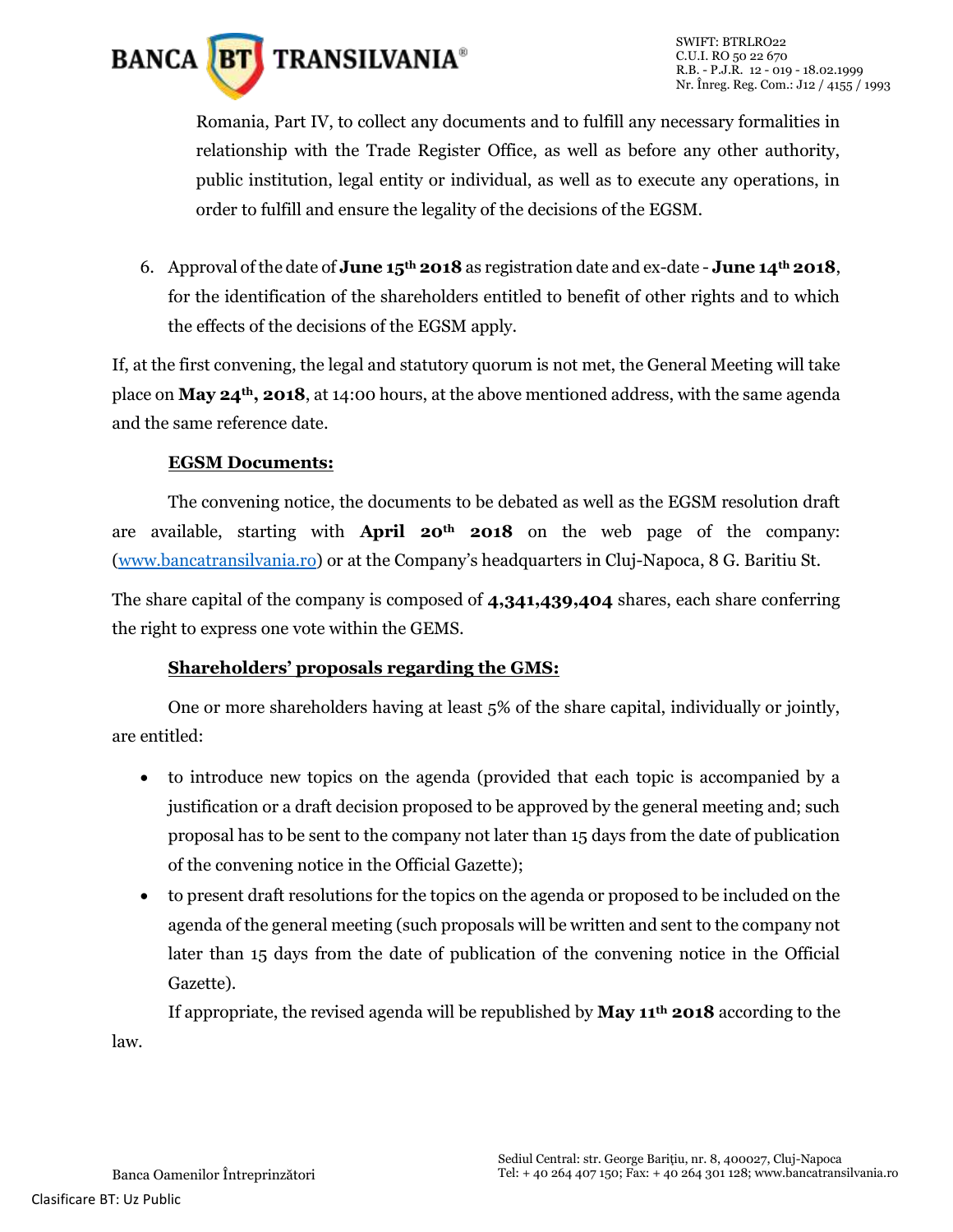Romania, Part IV, to collect any documents and to fulfill any necessary formalities in relationship with the Trade Register Office, as well as before any other authority, public institution, legal entity or individual, as well as to execute any operations, in order to fulfill and ensure the legality of the decisions of the EGSM.

6. Approval of the date of **June 15th 2018** as registration date and ex-date - **June 14th 2018**, for the identification of the shareholders entitled to benefit of other rights and to which the effects of the decisions of the EGSM apply.

If, at the first convening, the legal and statutory quorum is not met, the General Meeting will take place on **May 24th, 2018**, at 14:00 hours, at the above mentioned address, with the same agenda and the same reference date.

**EGSM Documents:**

The convening notice, the documents to be debated as well as the EGSM resolution draft are available, starting with **April 20th 2018** on the web page of the company: (www.bancatransilvania.ro) or at the Company's headquarters in Cluj-Napoca, 8 G. Baritiu St.

The share capital of the company is composed of **4,341,439,404** shares, each share conferring the right to express one vote within the GEMS.

**Shareholders' proposals regarding the GMS:**

One or more shareholders having at least 5% of the share capital, individually or jointly, are entitled:

- to introduce new topics on the agenda (provided that each topic is accompanied by a justification or a draft decision proposed to be approved by the general meeting and; such proposal has to be sent to the company not later than 15 days from the date of publication of the convening notice in the Official Gazette);
- to present draft resolutions for the topics on the agenda or proposed to be included on the agenda of the general meeting (such proposals will be written and sent to the company not later than 15 days from the date of publication of the convening notice in the Official Gazette).

If appropriate, the revised agenda will be republished by **May 11th 2018** according to the law.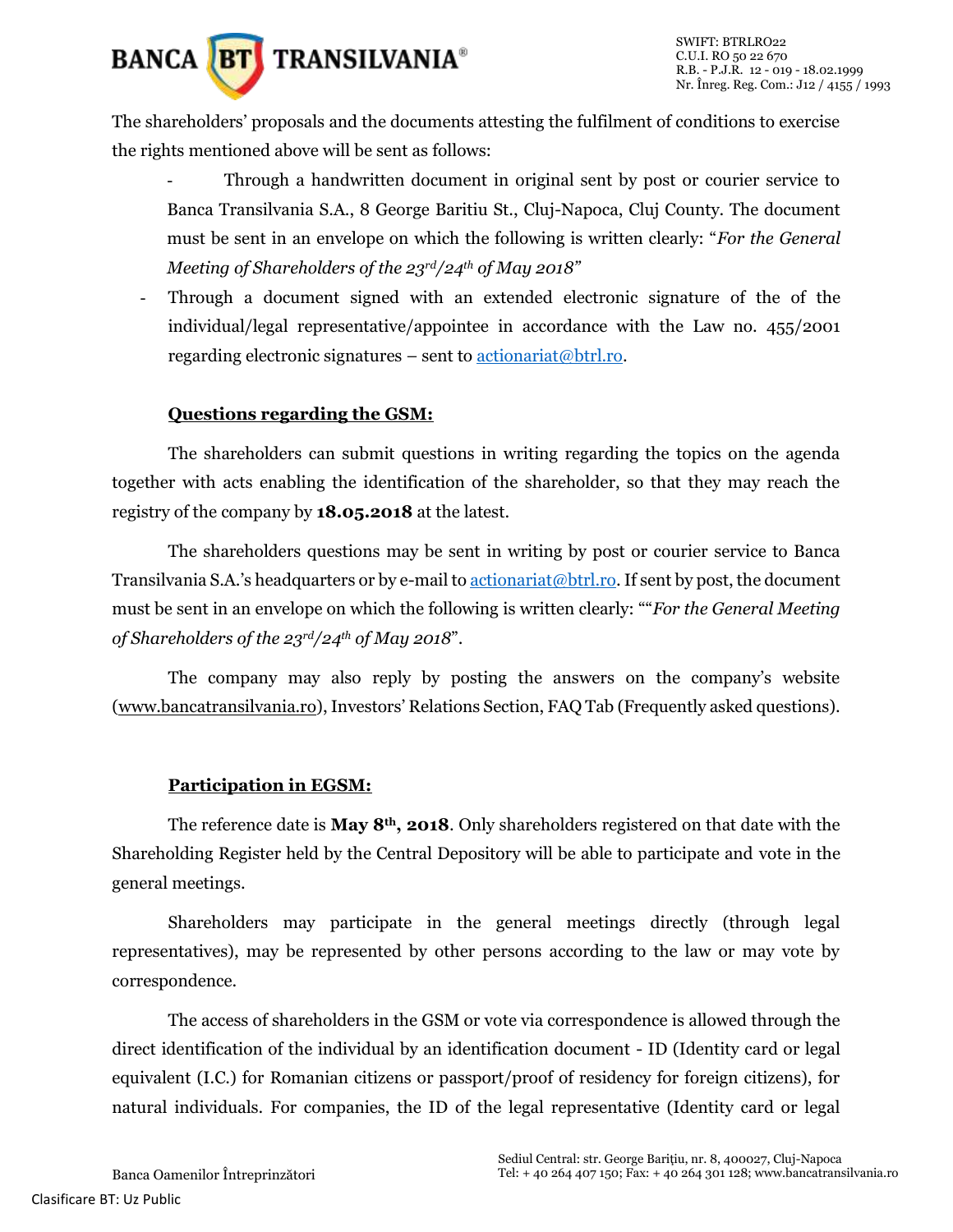The shareholders' proposals and the documents attesting the fulfilment of conditions to exercise the rights mentioned above will be sent as follows:

- Through a handwritten document in original sent by post or courier service to Banca Transilvania S.A., 8 George Baritiu St., Cluj-Napoca, Cluj County. The document must be sent in an envelope on which the following is written clearly: "*For the General Meeting of Shareholders of the 23rd/24th of May 2018*"
- Through a document signed with an extended electronic signature of the of the individual/legal representative/appointee in accordance with the Law no. 455/2001 regarding electronic signatures – sent to actionariat@btrl.ro.

**Questions regarding the GSM:**

The shareholders can submit questions in writing regarding the topics on the agenda together with acts enabling the identification of the shareholder, so that they may reach the registry of the company by **18.05.2018** at the latest.

The shareholders questions may be sent in writing by post or courier service to Banca Transilvania S.A.'s headquarters or by e-mail to actionariat@btrl.ro. If sent by post, the document must be sent in an envelope on which the following is written clearly: ""*For the General Meeting of Shareholders of the 23rd/24th of May 2018*".

The company may also reply by posting the answers on the company's website (www.bancatransilvania.ro), Investors' Relations Section, FAQ Tab (Frequently asked questions).

**Participation in EGSM:**

The reference date is **May 8th, 2018**. Only shareholders registered on that date with the Shareholding Register held by the Central Depository will be able to participate and vote in the general meetings.

Shareholders may participate in the general meetings directly (through legal representatives), may be represented by other persons according to the law or may vote by correspondence.

The access of shareholders in the GSM or vote via correspondence is allowed through the direct identification of the individual by an identification document - ID (Identity card or legal equivalent (I.C.) for Romanian citizens or passport/proof of residency for foreign citizens), for natural individuals. For companies, the ID of the legal representative (Identity card or legal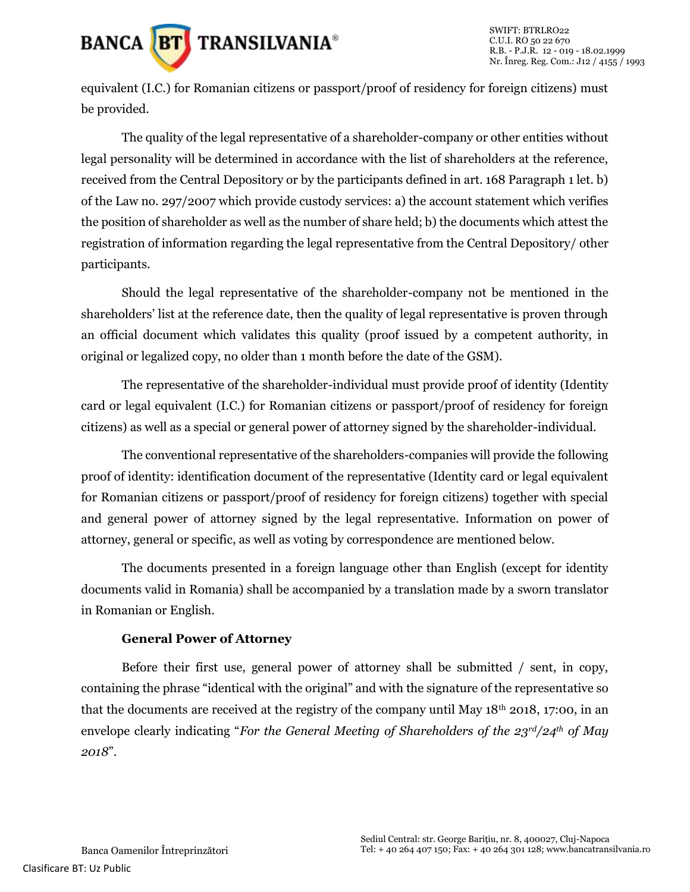equivalent (I.C.) for Romanian citizens or passport/proof of residency for foreign citizens) must be provided.

The quality of the legal representative of a shareholder-company or other entities without legal personality will be determined in accordance with the list of shareholders at the reference, received from the Central Depository or by the participants defined in art. 168 Paragraph 1 let. b) of the Law no. 297/2007 which provide custody services: a) the account statement which verifies the position of shareholder as well as the number of share held; b) the documents which attest the registration of information regarding the legal representative from the Central Depository/ other participants.

Should the legal representative of the shareholder-company not be mentioned in the shareholders' list at the reference date, then the quality of legal representative is proven through an official document which validates this quality (proof issued by a competent authority, in original or legalized copy, no older than 1 month before the date of the GSM).

The representative of the shareholder-individual must provide proof of identity (Identity card or legal equivalent (I.C.) for Romanian citizens or passport/proof of residency for foreign citizens) as well as a special or general power of attorney signed by the shareholder-individual.

The conventional representative of the shareholders-companies will provide the following proof of identity: identification document of the representative (Identity card or legal equivalent for Romanian citizens or passport/proof of residency for foreign citizens) together with special and general power of attorney signed by the legal representative. Information on power of attorney, general or specific, as well as voting by correspondence are mentioned below.

The documents presented in a foreign language other than English (except for identity documents valid in Romania) shall be accompanied by a translation made by a sworn translator in Romanian or English.

**General Power of Attorney**

Before their first use, general power of attorney shall be submitted / sent, in copy, containing the phrase "identical with the original" and with the signature of the representative so that the documents are received at the registry of the company until May 18th 2018, 17:00, in an envelope clearly indicating "*For the General Meeting of Shareholders of the 23rd/24th of May 2018*".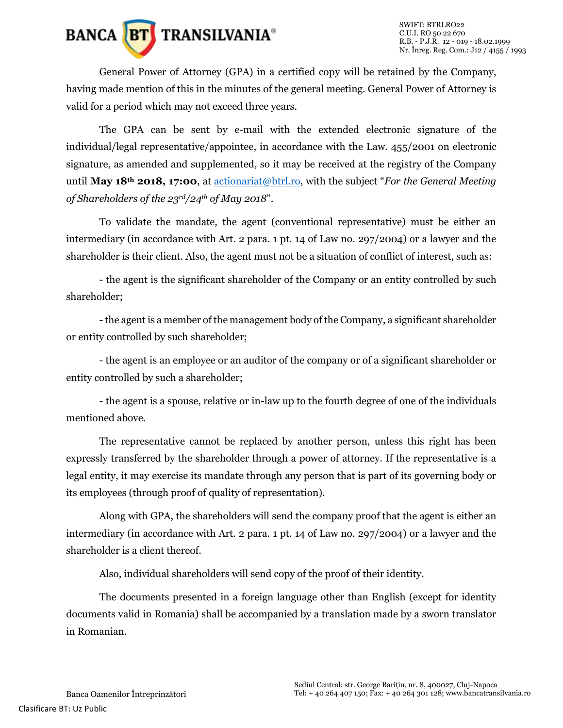General Power of Attorney (GPA) in a certified copy will be retained by the Company, having made mention of this in the minutes of the general meeting. General Power of Attorney is valid for a period which may not exceed three years.

The GPA can be sent by e-mail with the extended electronic signature of the individual/legal representative/appointee, in accordance with the Law. 455/2001 on electronic signature, as amended and supplemented, so it may be received at the registry of the Company until **May 18th 2018, 17:00**, at actionariat@btrl.ro, with the subject "*For the General Meeting of Shareholders of the 23rd/24th of May 2018*".

To validate the mandate, the agent (conventional representative) must be either an intermediary (in accordance with Art. 2 para. 1 pt. 14 of Law no. 297/2004) or a lawyer and the shareholder is their client. Also, the agent must not be a situation of conflict of interest, such as:

- the agent is the significant shareholder of the Company or an entity controlled by such shareholder;

- the agent is a member of the management body of the Company, a significant shareholder or entity controlled by such shareholder;

- the agent is an employee or an auditor of the company or of a significant shareholder or entity controlled by such a shareholder;

- the agent is a spouse, relative or in-law up to the fourth degree of one of the individuals mentioned above.

The representative cannot be replaced by another person, unless this right has been expressly transferred by the shareholder through a power of attorney. If the representative is a legal entity, it may exercise its mandate through any person that is part of its governing body or its employees (through proof of quality of representation).

Along with GPA, the shareholders will send the company proof that the agent is either an intermediary (in accordance with Art. 2 para. 1 pt. 14 of Law no. 297/2004) or a lawyer and the shareholder is a client thereof.

Also, individual shareholders will send copy of the proof of their identity.

The documents presented in a foreign language other than English (except for identity documents valid in Romania) shall be accompanied by a translation made by a sworn translator in Romanian.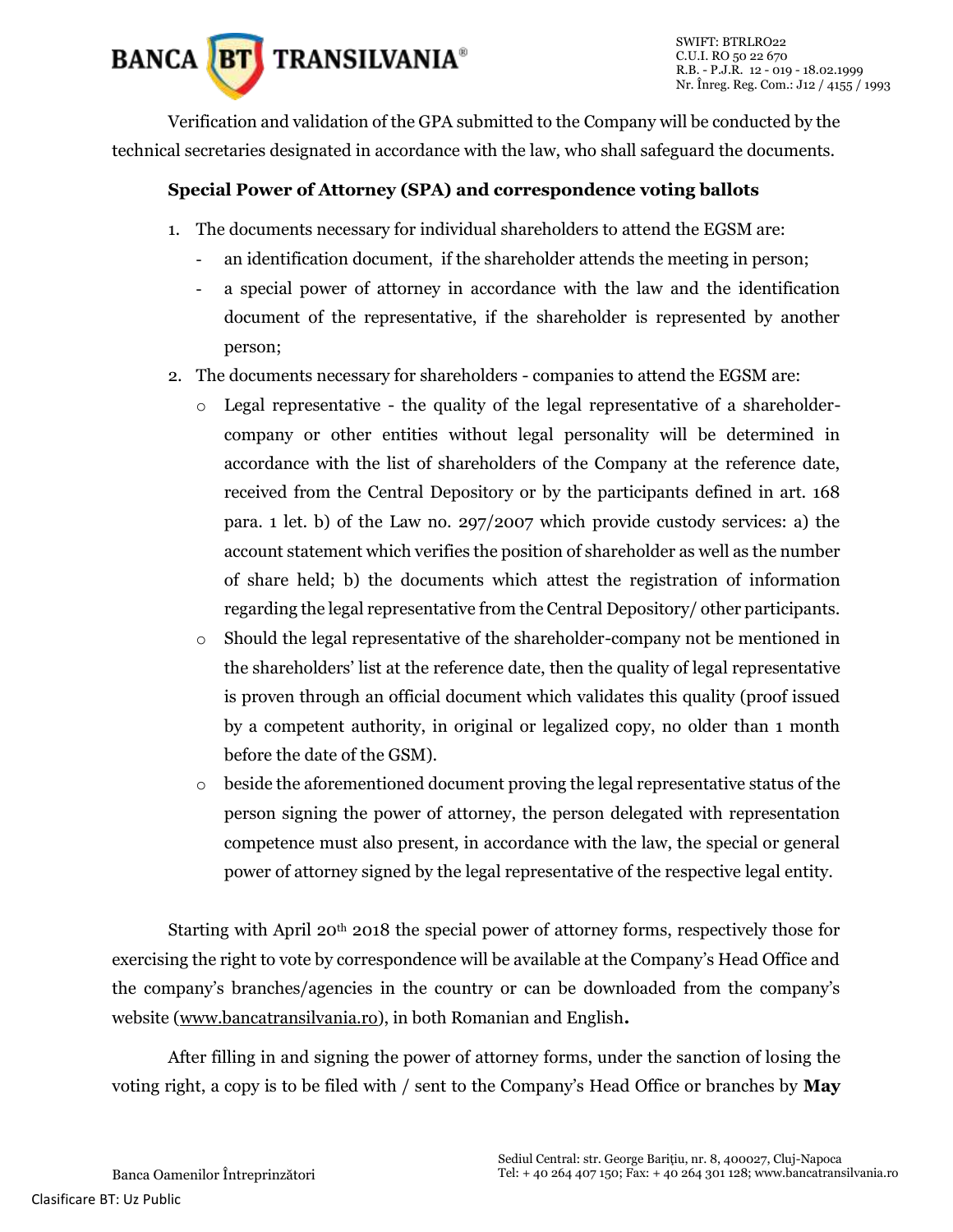Verification and validation of the GPA submitted to the Company will be conducted by the technical secretaries designated in accordance with the law, who shall safeguard the documents.

**Special Power of Attorney (SPA) and correspondence voting ballots**

1. The documents necessary for individual shareholders to attend the EGSM are:
   - an identification document, if the shareholder attends the meeting in person;
   - a special power of attorney in accordance with the law and the identification document of the representative, if the shareholder is represented by another person;
2. The documents necessary for shareholders - companies to attend the EGSM are:
   - Legal representative - the quality of the legal representative of a shareholder-company or other entities without legal personality will be determined in accordance with the list of shareholders of the Company at the reference date, received from the Central Depository or by the participants defined in art. 168 para. 1 let. b) of the Law no. 297/2007 which provide custody services: a) the account statement which verifies the position of shareholder as well as the number of share held; b) the documents which attest the registration of information regarding the legal representative from the Central Depository/ other participants.
   - Should the legal representative of the shareholder-company not be mentioned in the shareholders' list at the reference date, then the quality of legal representative is proven through an official document which validates this quality (proof issued by a competent authority, in original or legalized copy, no older than 1 month before the date of the GSM).
   - beside the aforementioned document proving the legal representative status of the person signing the power of attorney, the person delegated with representation competence must also present, in accordance with the law, the special or general power of attorney signed by the legal representative of the respective legal entity.

Starting with April 20th 2018 the special power of attorney forms, respectively those for exercising the right to vote by correspondence will be available at the Company's Head Office and the company's branches/agencies in the country or can be downloaded from the company's website (www.bancatransilvania.ro), in both Romanian and English**.**

After filling in and signing the power of attorney forms, under the sanction of losing the voting right, a copy is to be filed with / sent to the Company's Head Office or branches by **May**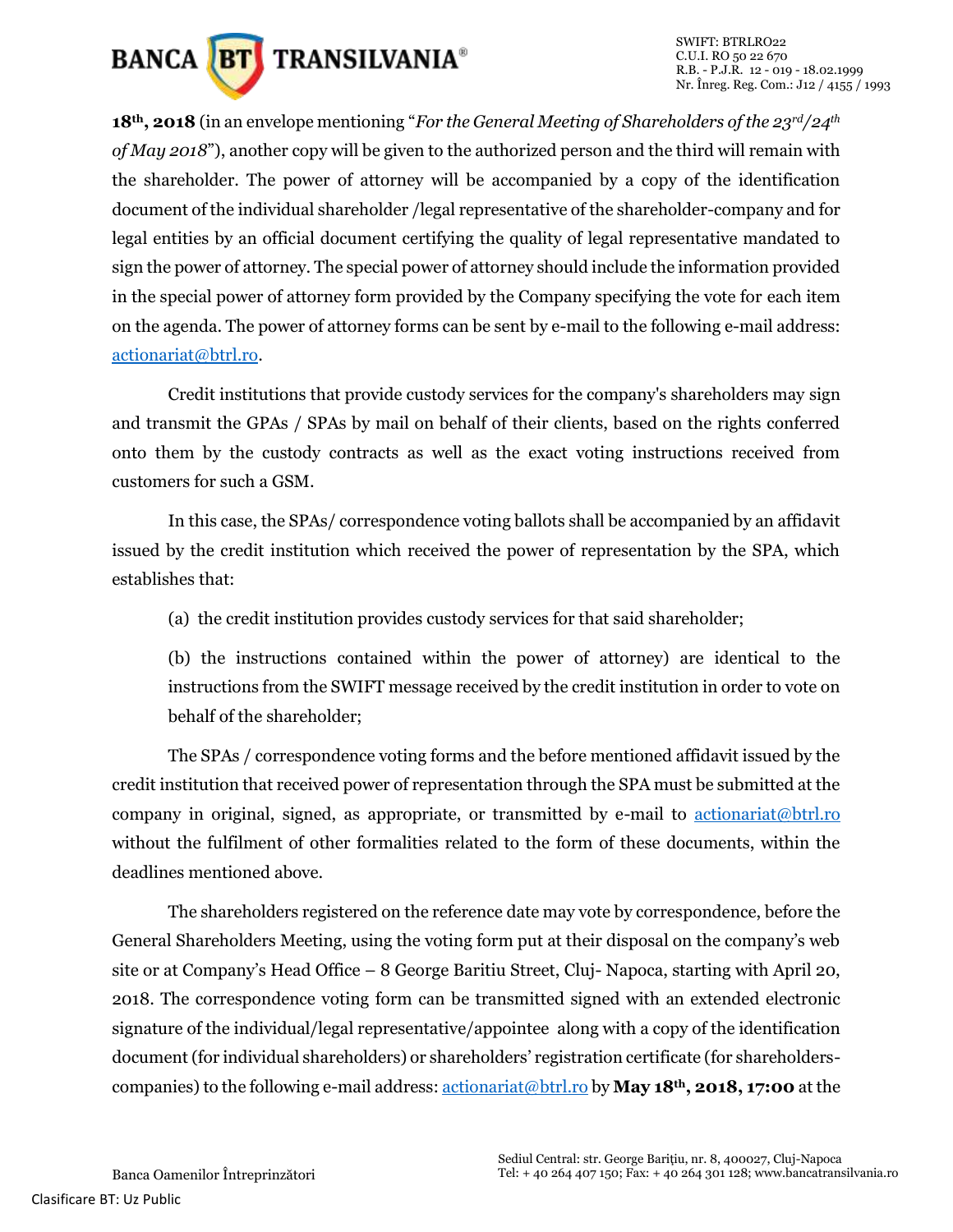**18th, 2018** (in an envelope mentioning "*For the General Meeting of Shareholders of the 23rd/24th of May 2018*"), another copy will be given to the authorized person and the third will remain with the shareholder. The power of attorney will be accompanied by a copy of the identification document of the individual shareholder /legal representative of the shareholder-company and for legal entities by an official document certifying the quality of legal representative mandated to sign the power of attorney. The special power of attorney should include the information provided in the special power of attorney form provided by the Company specifying the vote for each item on the agenda. The power of attorney forms can be sent by e-mail to the following e-mail address: actionariat@btrl.ro.

Credit institutions that provide custody services for the company's shareholders may sign and transmit the GPAs / SPAs by mail on behalf of their clients, based on the rights conferred onto them by the custody contracts as well as the exact voting instructions received from customers for such a GSM.

In this case, the SPAs/ correspondence voting ballots shall be accompanied by an affidavit issued by the credit institution which received the power of representation by the SPA, which establishes that:

(a) the credit institution provides custody services for that said shareholder;

(b) the instructions contained within the power of attorney) are identical to the instructions from the SWIFT message received by the credit institution in order to vote on behalf of the shareholder;

The SPAs / correspondence voting forms and the before mentioned affidavit issued by the credit institution that received power of representation through the SPA must be submitted at the company in original, signed, as appropriate, or transmitted by e-mail to actionariat@btrl.ro without the fulfilment of other formalities related to the form of these documents, within the deadlines mentioned above.

The shareholders registered on the reference date may vote by correspondence, before the General Shareholders Meeting, using the voting form put at their disposal on the company's web site or at Company's Head Office – 8 George Baritiu Street, Cluj- Napoca, starting with April 20, 2018. The correspondence voting form can be transmitted signed with an extended electronic signature of the individual/legal representative/appointee along with a copy of the identification document (for individual shareholders) or shareholders' registration certificate (for shareholders-companies) to the following e-mail address: actionariat@btrl.ro by **May 18th, 2018, 17:00** at the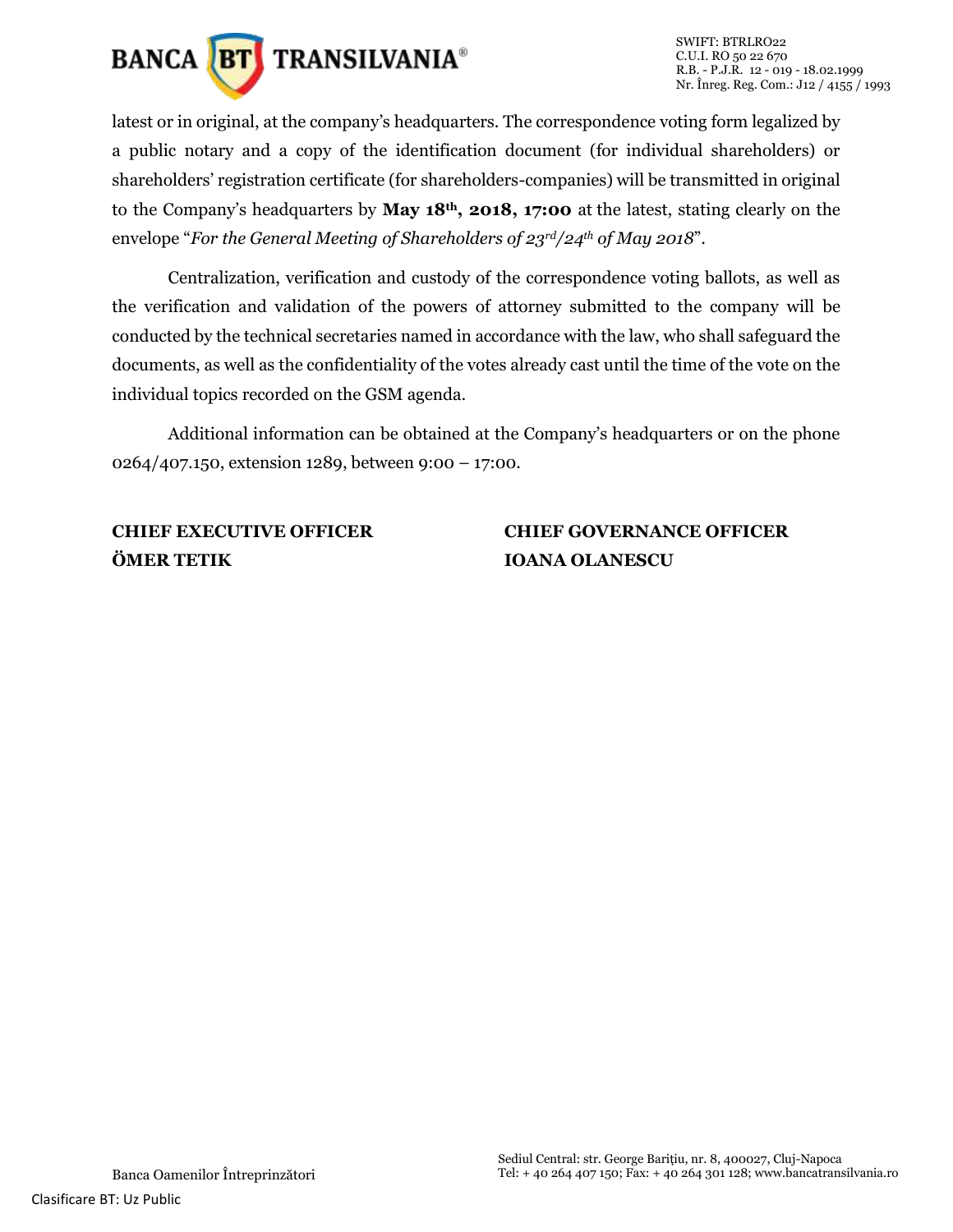latest or in original, at the company's headquarters. The correspondence voting form legalized by a public notary and a copy of the identification document (for individual shareholders) or shareholders' registration certificate (for shareholders-companies) will be transmitted in original to the Company's headquarters by **May 18th, 2018, 17:00** at the latest, stating clearly on the envelope "*For the General Meeting of Shareholders of 23rd/24th of May 2018*".

Centralization, verification and custody of the correspondence voting ballots, as well as the verification and validation of the powers of attorney submitted to the company will be conducted by the technical secretaries named in accordance with the law, who shall safeguard the documents, as well as the confidentiality of the votes already cast until the time of the vote on the individual topics recorded on the GSM agenda.

Additional information can be obtained at the Company's headquarters or on the phone 0264/407.150, extension 1289, between 9:00 – 17:00.

**CHIEF EXECUTIVE OFFICER**
**ÖMER TETIK**

**CHIEF GOVERNANCE OFFICER**
**IOANA OLANESCU**